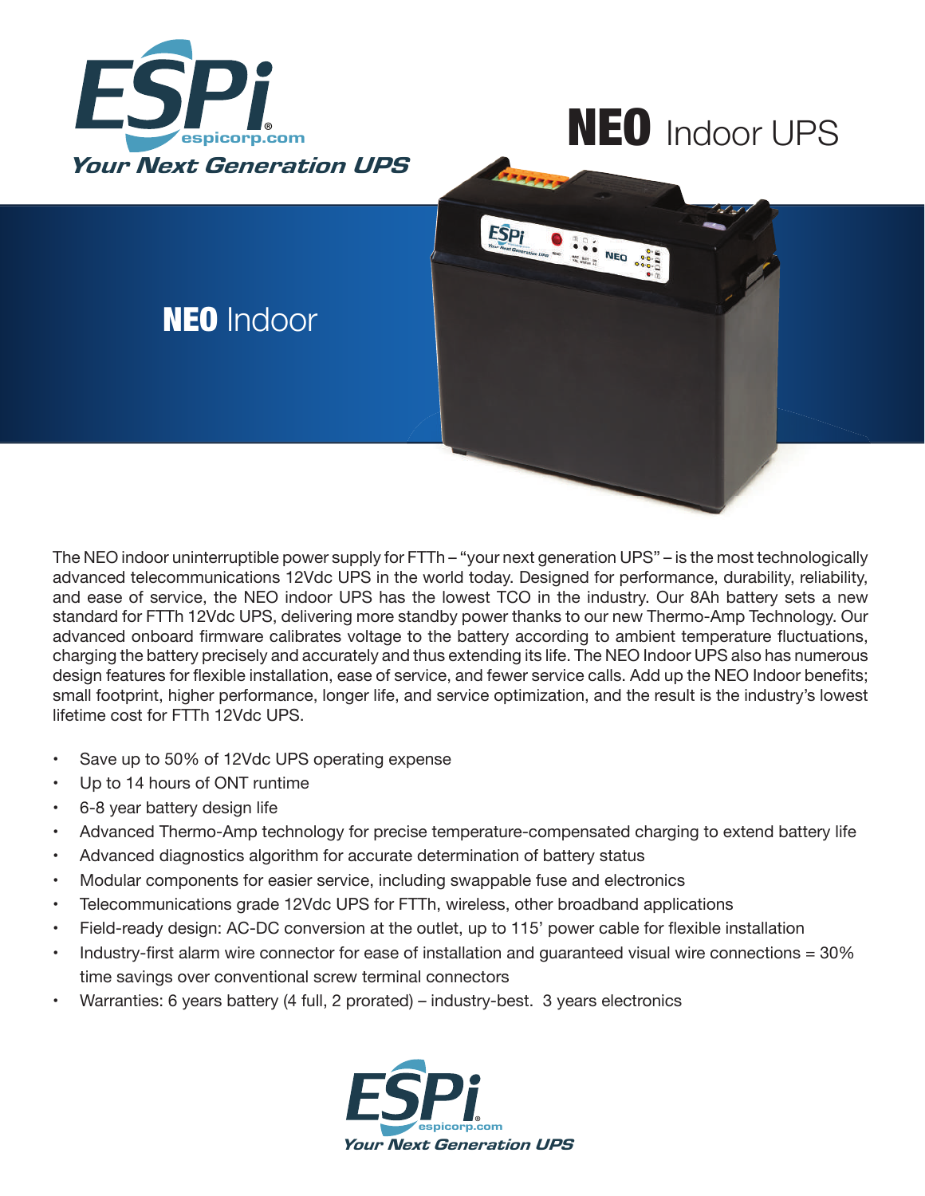ESPi

espicorp.com

*Your Next Generation UPS*

# NEO Indoor UPS

## NEO Indoor

The NEO indoor uninterruptible power supply for FTTh – "your next generation UPS" – is the most technologically advanced telecommunications 12Vdc UPS in the world today. Designed for performance, durability, reliability, and ease of service, the NEO indoor UPS has the lowest TCO in the industry. Our 8Ah battery sets a new standard for FTTh 12Vdc UPS, delivering more standby power thanks to our new Thermo-Amp Technology. Our advanced onboard firmware calibrates voltage to the battery according to ambient temperature fluctuations, charging the battery precisely and accurately and thus extending its life. The NEO Indoor UPS also has numerous design features for flexible installation, ease of service, and fewer service calls. Add up the NEO Indoor benefits; small footprint, higher performance, longer life, and service optimization, and the result is the industry's lowest lifetime cost for FTTh 12Vdc UPS.

- Save up to 50% of 12Vdc UPS operating expense
- Up to 14 hours of ONT runtime
- 6-8 year battery design life
- Advanced Thermo-Amp technology for precise temperature-compensated charging to extend battery life
- Advanced diagnostics algorithm for accurate determination of battery status
- Modular components for easier service, including swappable fuse and electronics
- Telecommunications grade 12Vdc UPS for FTTh, wireless, other broadband applications
- Field-ready design: AC-DC conversion at the outlet, up to 115' power cable for flexible installation
- Industry-first alarm wire connector for ease of installation and guaranteed visual wire connections = 30% time savings over conventional screw terminal connectors
- Warranties: 6 years battery (4 full, 2 prorated) – industry-best. 3 years electronics

ESPi

espicorp.com

*Your Next Generation UPS*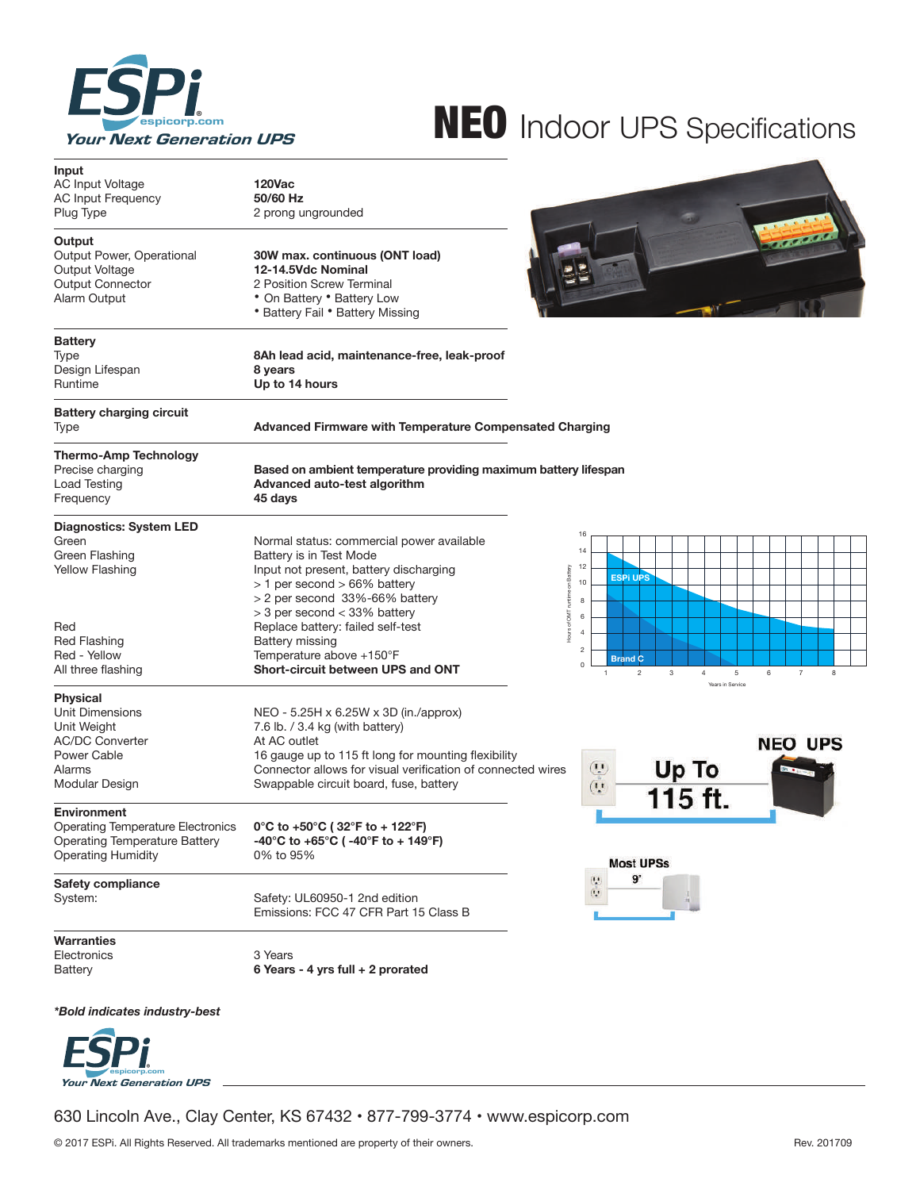ESPi

espicorp.com

*Your Next Generation UPS*

# NEO Indoor UPS Specifications

| | |
|---|---|
| **Input** | |
| AC Input Voltage | **120Vac** |
| AC Input Frequency | **50/60 Hz** |
| Plug Type | 2 prong ungrounded |
| **Output** | |
| Output Power, Operational | **30W max. continuous (ONT load)** |
| Output Voltage | **12-14.5Vdc Nominal** |
| Output Connector | 2 Position Screw Terminal |
| Alarm Output | • On Battery • Battery Low<br>• Battery Fail • Battery Missing |
| **Battery** | |
| Type | **8Ah lead acid, maintenance-free, leak-proof** |
| Design Lifespan | **8 years** |
| Runtime | **Up to 14 hours** |
| **Battery charging circuit** | |
| Type | **Advanced Firmware with Temperature Compensated Charging** |
| **Thermo-Amp Technology** | |
| Precise charging | **Based on ambient temperature providing maximum battery lifespan** |
| Load Testing | **Advanced auto-test algorithm** |
| Frequency | **45 days** |
| **Diagnostics: System LED** | |
| Green | Normal status: commercial power available |
| Green Flashing | Battery is in Test Mode |
| Yellow Flashing | Input not present, battery discharging<br>> 1 per second > 66% battery<br>> 2 per second 33%-66% battery<br>> 3 per second < 33% battery |
| Red | Replace battery: failed self-test |
| Red Flashing | Battery missing |
| Red - Yellow | Temperature above +150°F |
| All three flashing | **Short-circuit between UPS and ONT** |
| **Physical** | |
| Unit Dimensions | NEO - 5.25H x 6.25W x 3D (in./approx) |
| Unit Weight | 7.6 lb. / 3.4 kg (with battery) |
| AC/DC Converter | At AC outlet |
| Power Cable | 16 gauge up to 115 ft long for mounting flexibility |
| Alarms | Connector allows for visual verification of connected wires |
| Modular Design | Swappable circuit board, fuse, battery |
| **Environment** | |
| Operating Temperature Electronics | **0°C to +50°C ( 32°F to + 122°F)** |
| Operating Temperature Battery | **-40°C to +65°C ( -40°F to + 149°F)** |
| Operating Humidity | 0% to 95% |
| **Safety compliance** | |
| System: | Safety: UL60950-1 2nd edition<br>Emissions: FCC 47 CFR Part 15 Class B |
| **Warranties** | |
| Electronics | 3 Years |
| Battery | **6 Years - 4 yrs full + 2 prorated** |

Hours of ONT runtime on Battery

16
14
12
10
8
6
4
2
0

ESPi UPS

Brand C

1 2 3 4 5 6 7 8

Years in Service

NEO UPS

Up To 115 ft.

Most UPSs

9'

***Bold indicates industry-best***

ESPi

espicorp.com

*Your Next Generation UPS*

630 Lincoln Ave., Clay Center, KS 67432 • 877-799-3774 • www.espicorp.com

© 2017 ESPi. All Rights Reserved. All trademarks mentioned are property of their owners.

Rev. 201709